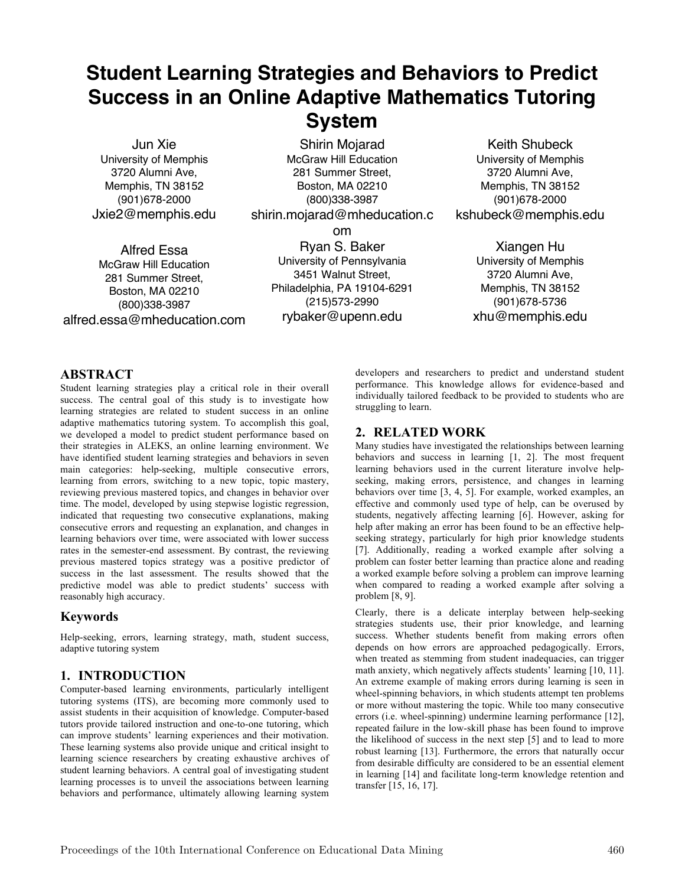# Student Learning Strategies and Behaviors to Predict Success in an Online Adaptive Mathematics Tutoring System

Jun Xie
University of Memphis
3720 Alumni Ave,
Memphis, TN 38152
(901)678-2000
Jxie2@memphis.edu

Shirin Mojarad
McGraw Hill Education
281 Summer Street,
Boston, MA 02210
(800)338-3987
shirin.mojarad@mheducation.com

Keith Shubeck
University of Memphis
3720 Alumni Ave,
Memphis, TN 38152
(901)678-2000
kshubeck@memphis.edu

Alfred Essa
McGraw Hill Education
281 Summer Street,
Boston, MA 02210
(800)338-3987
alfred.essa@mheducation.com

Ryan S. Baker
University of Pennsylvania
3451 Walnut Street,
Philadelphia, PA 19104-6291
(215)573-2990
rybaker@upenn.edu

Xiangen Hu
University of Memphis
3720 Alumni Ave,
Memphis, TN 38152
(901)678-5736
xhu@memphis.edu

## ABSTRACT

Student learning strategies play a critical role in their overall success. The central goal of this study is to investigate how learning strategies are related to student success in an online adaptive mathematics tutoring system. To accomplish this goal, we developed a model to predict student performance based on their strategies in ALEKS, an online learning environment. We have identified student learning strategies and behaviors in seven main categories: help-seeking, multiple consecutive errors, learning from errors, switching to a new topic, topic mastery, reviewing previous mastered topics, and changes in behavior over time. The model, developed by using stepwise logistic regression, indicated that requesting two consecutive explanations, making consecutive errors and requesting an explanation, and changes in learning behaviors over time, were associated with lower success rates in the semester-end assessment. By contrast, the reviewing previous mastered topics strategy was a positive predictor of success in the last assessment. The results showed that the predictive model was able to predict students' success with reasonably high accuracy.

### Keywords

Help-seeking, errors, learning strategy, math, student success, adaptive tutoring system

## 1. INTRODUCTION

Computer-based learning environments, particularly intelligent tutoring systems (ITS), are becoming more commonly used to assist students in their acquisition of knowledge. Computer-based tutors provide tailored instruction and one-to-one tutoring, which can improve students' learning experiences and their motivation. These learning systems also provide unique and critical insight to learning science researchers by creating exhaustive archives of student learning behaviors. A central goal of investigating student learning processes is to unveil the associations between learning behaviors and performance, ultimately allowing learning system developers and researchers to predict and understand student performance. This knowledge allows for evidence-based and individually tailored feedback to be provided to students who are struggling to learn.

## 2. RELATED WORK

Many studies have investigated the relationships between learning behaviors and success in learning [1, 2]. The most frequent learning behaviors used in the current literature involve help-seeking, making errors, persistence, and changes in learning behaviors over time [3, 4, 5]. For example, worked examples, an effective and commonly used type of help, can be overused by students, negatively affecting learning [6]. However, asking for help after making an error has been found to be an effective help-seeking strategy, particularly for high prior knowledge students [7]. Additionally, reading a worked example after solving a problem can foster better learning than practice alone and reading a worked example before solving a problem can improve learning when compared to reading a worked example after solving a problem [8, 9].

Clearly, there is a delicate interplay between help-seeking strategies students use, their prior knowledge, and learning success. Whether students benefit from making errors often depends on how errors are approached pedagogically. Errors, when treated as stemming from student inadequacies, can trigger math anxiety, which negatively affects students' learning [10, 11]. An extreme example of making errors during learning is seen in wheel-spinning behaviors, in which students attempt ten problems or more without mastering the topic. While too many consecutive errors (i.e. wheel-spinning) undermine learning performance [12], repeated failure in the low-skill phase has been found to improve the likelihood of success in the next step [5] and to lead to more robust learning [13]. Furthermore, the errors that naturally occur from desirable difficulty are considered to be an essential element in learning [14] and facilitate long-term knowledge retention and transfer [15, 16, 17].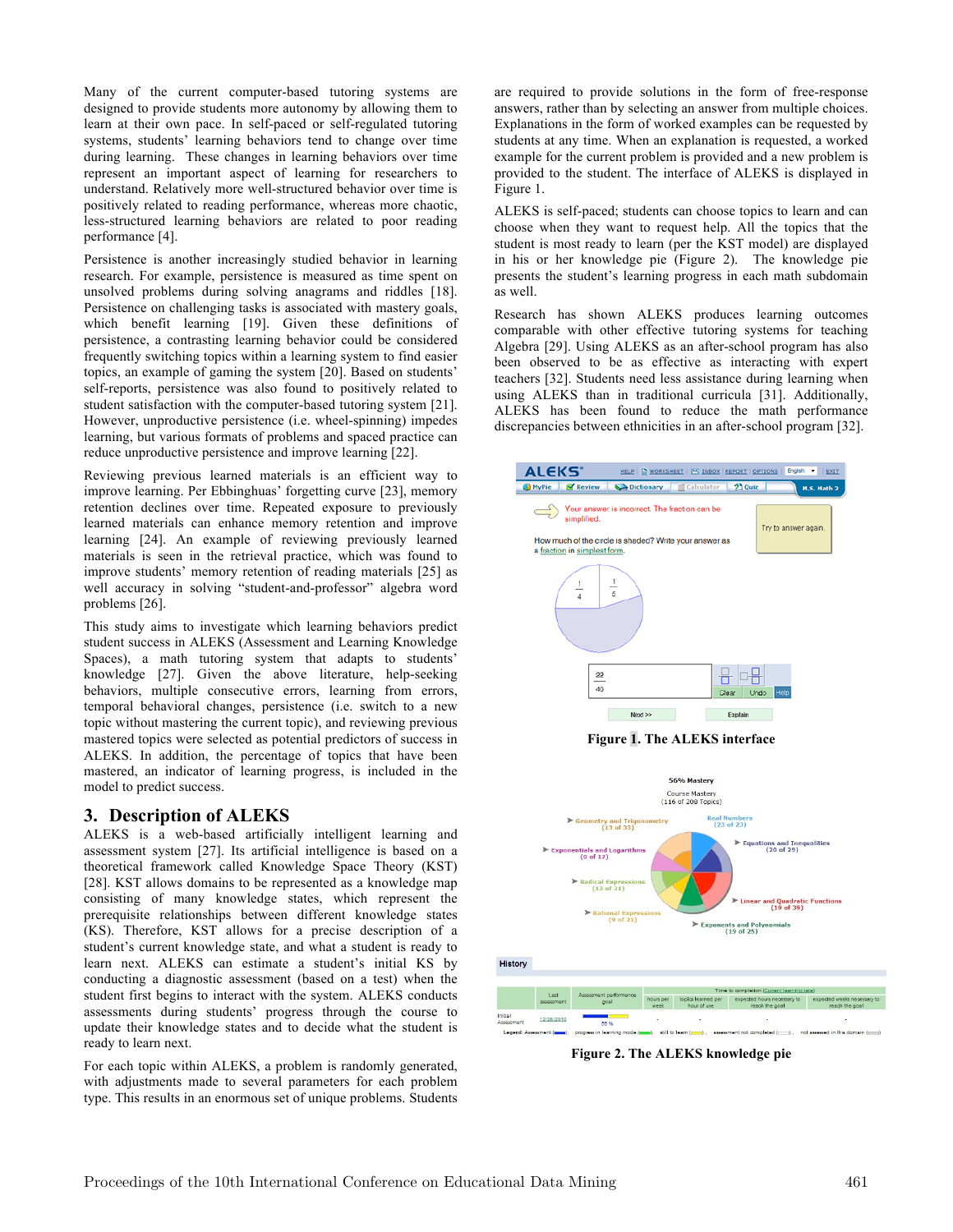Many of the current computer-based tutoring systems are designed to provide students more autonomy by allowing them to learn at their own pace. In self-paced or self-regulated tutoring systems, students' learning behaviors tend to change over time during learning. These changes in learning behaviors over time represent an important aspect of learning for researchers to understand. Relatively more well-structured behavior over time is positively related to reading performance, whereas more chaotic, less-structured learning behaviors are related to poor reading performance [4].

Persistence is another increasingly studied behavior in learning research. For example, persistence is measured as time spent on unsolved problems during solving anagrams and riddles [18]. Persistence on challenging tasks is associated with mastery goals, which benefit learning [19]. Given these definitions of persistence, a contrasting learning behavior could be considered frequently switching topics within a learning system to find easier topics, an example of gaming the system [20]. Based on students' self-reports, persistence was also found to positively related to student satisfaction with the computer-based tutoring system [21]. However, unproductive persistence (i.e. wheel-spinning) impedes learning, but various formats of problems and spaced practice can reduce unproductive persistence and improve learning [22].

Reviewing previous learned materials is an efficient way to improve learning. Per Ebbinghuas' forgetting curve [23], memory retention declines over time. Repeated exposure to previously learned materials can enhance memory retention and improve learning [24]. An example of reviewing previously learned materials is seen in the retrieval practice, which was found to improve students' memory retention of reading materials [25] as well accuracy in solving "student-and-professor" algebra word problems [26].

This study aims to investigate which learning behaviors predict student success in ALEKS (Assessment and Learning Knowledge Spaces), a math tutoring system that adapts to students' knowledge [27]. Given the above literature, help-seeking behaviors, multiple consecutive errors, learning from errors, temporal behavioral changes, persistence (i.e. switch to a new topic without mastering the current topic), and reviewing previous mastered topics were selected as potential predictors of success in ALEKS. In addition, the percentage of topics that have been mastered, an indicator of learning progress, is included in the model to predict success.

## 3. Description of ALEKS

ALEKS is a web-based artificially intelligent learning and assessment system [27]. Its artificial intelligence is based on a theoretical framework called Knowledge Space Theory (KST) [28]. KST allows domains to be represented as a knowledge map consisting of many knowledge states, which represent the prerequisite relationships between different knowledge states (KS). Therefore, KST allows for a precise description of a student's current knowledge state, and what a student is ready to learn next. ALEKS can estimate a student's initial KS by conducting a diagnostic assessment (based on a test) when the student first begins to interact with the system. ALEKS conducts assessments during students' progress through the course to update their knowledge states and to decide what the student is ready to learn next.

For each topic within ALEKS, a problem is randomly generated, with adjustments made to several parameters for each problem type. This results in an enormous set of unique problems. Students are required to provide solutions in the form of free-response answers, rather than by selecting an answer from multiple choices. Explanations in the form of worked examples can be requested by students at any time. When an explanation is requested, a worked example for the current problem is provided and a new problem is provided to the student. The interface of ALEKS is displayed in Figure 1.

ALEKS is self-paced; students can choose topics to learn and can choose when they want to request help. All the topics that the student is most ready to learn (per the KST model) are displayed in his or her knowledge pie (Figure 2). The knowledge pie presents the student's learning progress in each math subdomain as well.

Research has shown ALEKS produces learning outcomes comparable with other effective tutoring systems for teaching Algebra [29]. Using ALEKS as an after-school program has also been observed to be as effective as interacting with expert teachers [32]. Students need less assistance during learning when using ALEKS than in traditional curricula [31]. Additionally, ALEKS has been found to reduce the math performance discrepancies between ethnicities in an after-school program [32].

**Figure 1. The ALEKS interface**

**Figure 2. The ALEKS knowledge pie**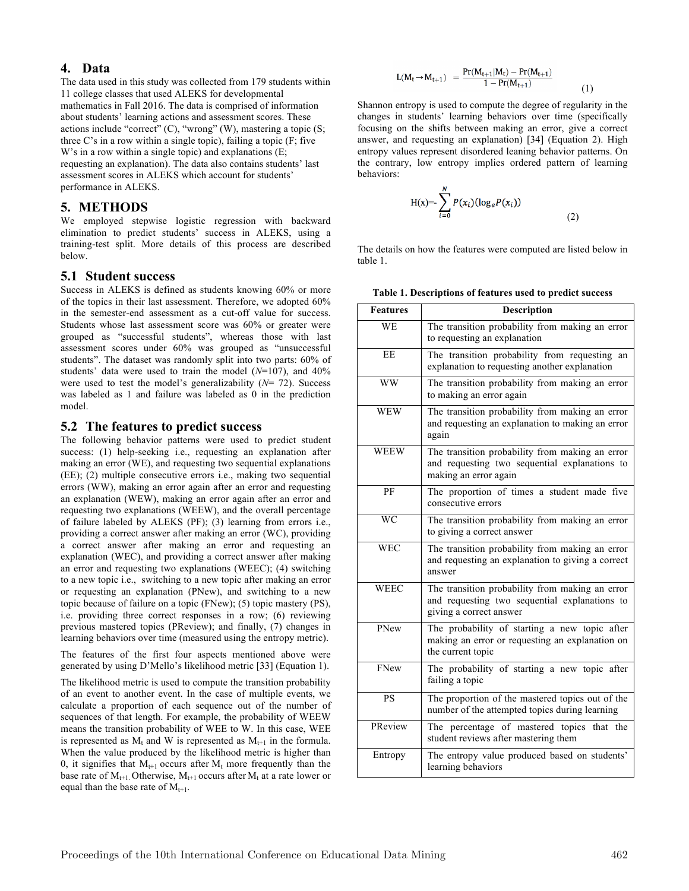## 4. Data

The data used in this study was collected from 179 students within 11 college classes that used ALEKS for developmental mathematics in Fall 2016. The data is comprised of information about students' learning actions and assessment scores. These actions include "correct" (C), "wrong" (W), mastering a topic (S; three C's in a row within a single topic), failing a topic (F; five W's in a row within a single topic) and explanations (E; requesting an explanation). The data also contains students' last assessment scores in ALEKS which account for students' performance in ALEKS.

## 5. METHODS

We employed stepwise logistic regression with backward elimination to predict students' success in ALEKS, using a training-test split. More details of this process are described below.

### 5.1 Student success

Success in ALEKS is defined as students knowing 60% or more of the topics in their last assessment. Therefore, we adopted 60% in the semester-end assessment as a cut-off value for success. Students whose last assessment score was 60% or greater were grouped as "successful students", whereas those with last assessment scores under 60% was grouped as "unsuccessful students". The dataset was randomly split into two parts: 60% of students' data were used to train the model ($N$=107), and 40% were used to test the model's generalizability ($N$= 72). Success was labeled as 1 and failure was labeled as 0 in the prediction model.

### 5.2 The features to predict success

The following behavior patterns were used to predict student success: (1) help-seeking i.e., requesting an explanation after making an error (WE), and requesting two sequential explanations (EE); (2) multiple consecutive errors i.e., making two sequential errors (WW), making an error again after an error and requesting an explanation (WEW), making an error again after an error and requesting two explanations (WEEW), and the overall percentage of failure labeled by ALEKS (PF); (3) learning from errors i.e., providing a correct answer after making an error (WC), providing a correct answer after making an error and requesting an explanation (WEC), and providing a correct answer after making an error and requesting two explanations (WEEC); (4) switching to a new topic i.e., switching to a new topic after making an error or requesting an explanation (PNew), and switching to a new topic because of failure on a topic (FNew); (5) topic mastery (PS), i.e. providing three correct responses in a row; (6) reviewing previous mastered topics (PReview); and finally, (7) changes in learning behaviors over time (measured using the entropy metric).

The features of the first four aspects mentioned above were generated by using D'Mello's likelihood metric [33] (Equation 1).

The likelihood metric is used to compute the transition probability of an event to another event. In the case of multiple events, we calculate a proportion of each sequence out of the number of sequences of that length. For example, the probability of WEEW means the transition probability of WEE to W. In this case, WEE is represented as $M_t$ and W is represented as $M_{t+1}$ in the formula. When the value produced by the likelihood metric is higher than 0, it signifies that $M_{t+1}$ occurs after $M_t$ more frequently than the base rate of $M_{t+1}$. Otherwise, $M_{t+1}$ occurs after $M_t$ at a rate lower or equal than the base rate of $M_{t+1}$.

$$L(M_t \rightarrow M_{t+1}) = \frac{\Pr(M_{t+1}|M_t) - \Pr(M_{t+1})}{1 - \Pr(M_{t+1})} \tag{1}$$

Shannon entropy is used to compute the degree of regularity in the changes in students' learning behaviors over time (specifically focusing on the shifts between making an error, give a correct answer, and requesting an explanation) [34] (Equation 2). High entropy values represent disordered leaning behavior patterns. On the contrary, low entropy implies ordered pattern of learning behaviors:

$$H(x) = -\sum_{i=0}^{N} P(x_i)(\log_e P(x_i)) \tag{2}$$

The details on how the features were computed are listed below in table 1.

**Table 1. Descriptions of features used to predict success**

| Features | Description |
|---|---|
| WE | The transition probability from making an error to requesting an explanation |
| EE | The transition probability from requesting an explanation to requesting another explanation |
| WW | The transition probability from making an error to making an error again |
| WEW | The transition probability from making an error and requesting an explanation to making an error again |
| WEEW | The transition probability from making an error and requesting two sequential explanations to making an error again |
| PF | The proportion of times a student made five consecutive errors |
| WC | The transition probability from making an error to giving a correct answer |
| WEC | The transition probability from making an error and requesting an explanation to giving a correct answer |
| WEEC | The transition probability from making an error and requesting two sequential explanations to giving a correct answer |
| PNew | The probability of starting a new topic after making an error or requesting an explanation on the current topic |
| FNew | The probability of starting a new topic after failing a topic |
| PS | The proportion of the mastered topics out of the number of the attempted topics during learning |
| PReview | The percentage of mastered topics that the student reviews after mastering them |
| Entropy | The entropy value produced based on students' learning behaviors |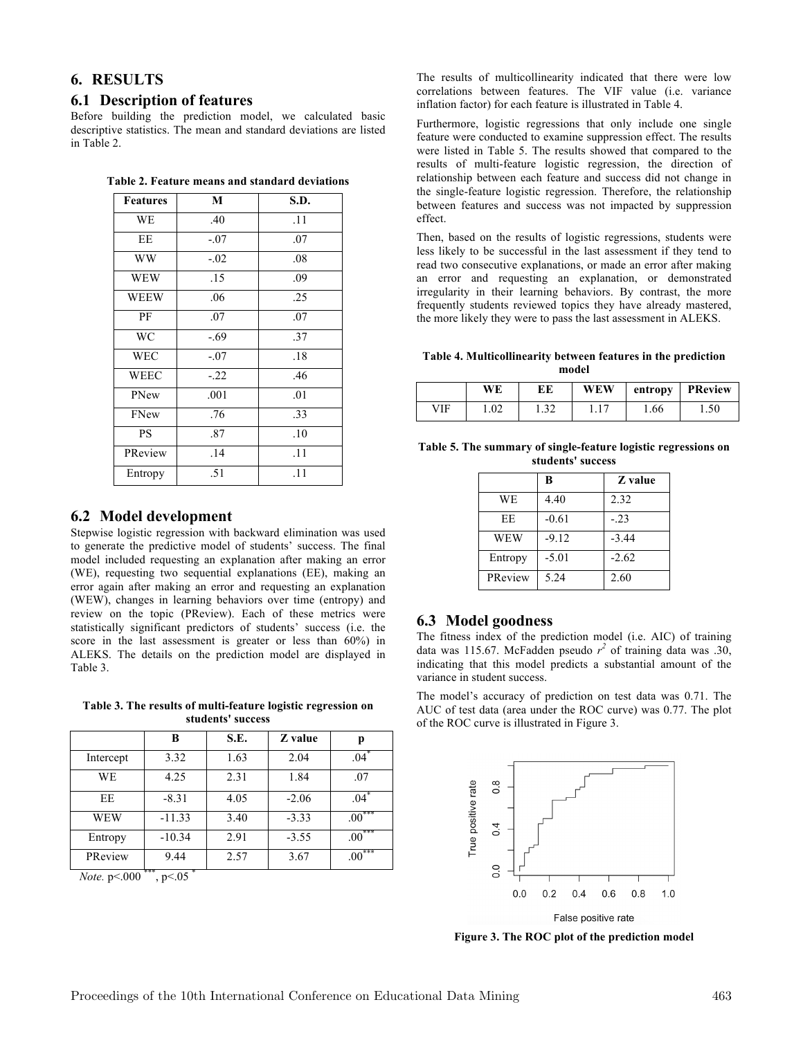# 6. RESULTS

## 6.1 Description of features

Before building the prediction model, we calculated basic descriptive statistics. The mean and standard deviations are listed in Table 2.

**Table 2. Feature means and standard deviations**

| Features | M | S.D. |
|---|---|---|
| WE | .40 | .11 |
| EE | -.07 | .07 |
| WW | -.02 | .08 |
| WEW | .15 | .09 |
| WEEW | .06 | .25 |
| PF | .07 | .07 |
| WC | -.69 | .37 |
| WEC | -.07 | .18 |
| WEEC | -.22 | .46 |
| PNew | .001 | .01 |
| FNew | .76 | .33 |
| PS | .87 | .10 |
| PReview | .14 | .11 |
| Entropy | .51 | .11 |

## 6.2 Model development

Stepwise logistic regression with backward elimination was used to generate the predictive model of students' success. The final model included requesting an explanation after making an error (WE), requesting two sequential explanations (EE), making an error again after making an error and requesting an explanation (WEW), changes in learning behaviors over time (entropy) and review on the topic (PReview). Each of these metrics were statistically significant predictors of students' success (i.e. the score in the last assessment is greater or less than 60%) in ALEKS. The details on the prediction model are displayed in Table 3.

**Table 3. The results of multi-feature logistic regression on students' success**

| | B | S.E. | Z value | p |
|---|---|---|---|---|
| Intercept | 3.32 | 1.63 | 2.04 | .04* |
| WE | 4.25 | 2.31 | 1.84 | .07 |
| EE | -8.31 | 4.05 | -2.06 | .04* |
| WEW | -11.33 | 3.40 | -3.33 | .00*** |
| Entropy | -10.34 | 2.91 | -3.55 | .00*** |
| PReview | 9.44 | 2.57 | 3.67 | .00*** |

*Note.* p<.000 ***, p<.05 *

The results of multicollinearity indicated that there were low correlations between features. The VIF value (i.e. variance inflation factor) for each feature is illustrated in Table 4.

Furthermore, logistic regressions that only include one single feature were conducted to examine suppression effect. The results were listed in Table 5. The results showed that compared to the results of multi-feature logistic regression, the direction of relationship between each feature and success did not change in the single-feature logistic regression. Therefore, the relationship between features and success was not impacted by suppression effect.

Then, based on the results of logistic regressions, students were less likely to be successful in the last assessment if they tend to read two consecutive explanations, or made an error after making an error and requesting an explanation, or demonstrated irregularity in their learning behaviors. By contrast, the more frequently students reviewed topics they have already mastered, the more likely they were to pass the last assessment in ALEKS.

**Table 4. Multicollinearity between features in the prediction model**

| | WE | EE | WEW | entropy | PReview |
|---|---|---|---|---|---|
| VIF | 1.02 | 1.32 | 1.17 | 1.66 | 1.50 |

**Table 5. The summary of single-feature logistic regressions on students' success**

| | B | Z value |
|---|---|---|
| WE | 4.40 | 2.32 |
| EE | -0.61 | -.23 |
| WEW | -9.12 | -3.44 |
| Entropy | -5.01 | -2.62 |
| PReview | 5.24 | 2.60 |

## 6.3 Model goodness

The fitness index of the prediction model (i.e. AIC) of training data was 115.67. McFadden pseudo $r^2$ of training data was .30, indicating that this model predicts a substantial amount of the variance in student success.

The model's accuracy of prediction on test data was 0.71. The AUC of test data (area under the ROC curve) was 0.77. The plot of the ROC curve is illustrated in Figure 3.

**Figure 3. The ROC plot of the prediction model**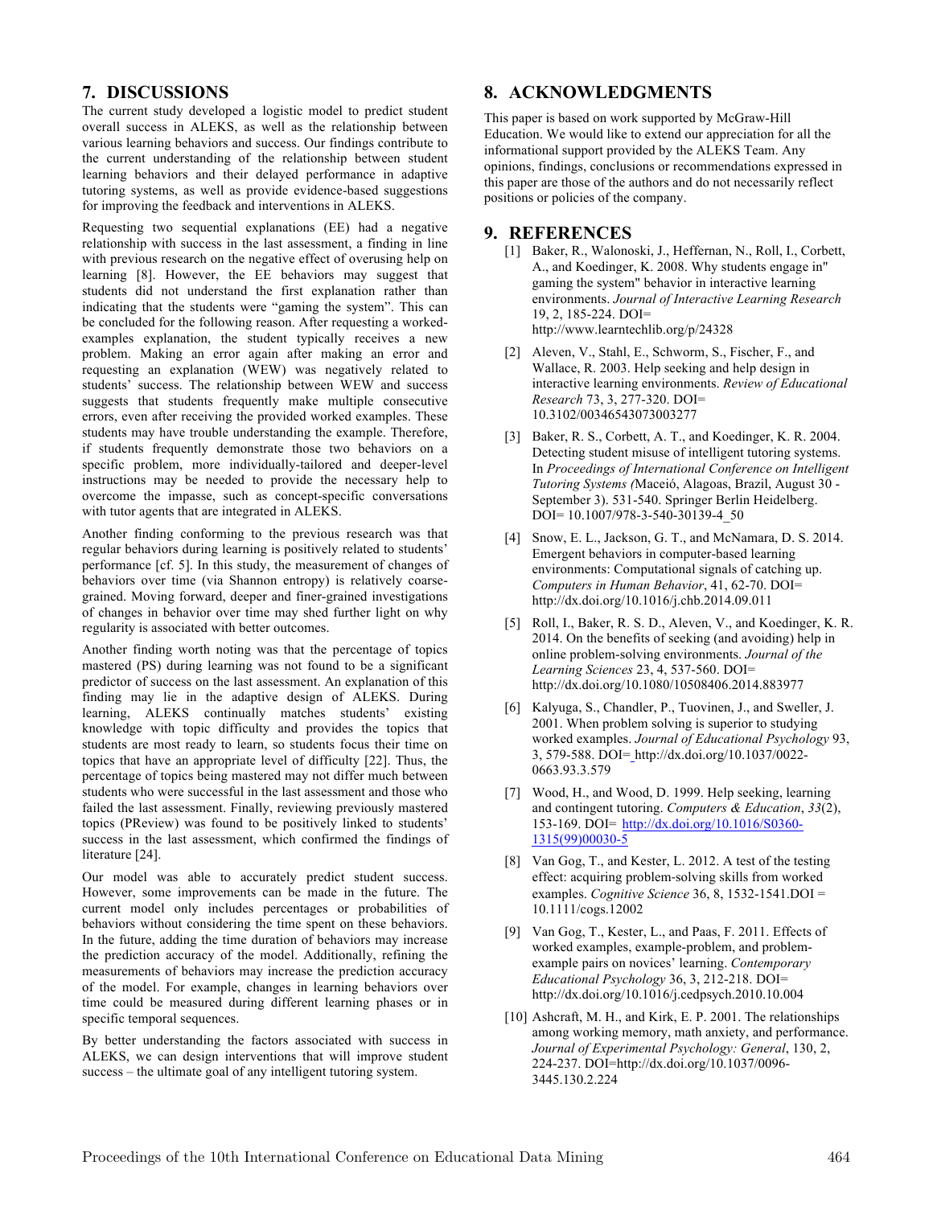## 7. DISCUSSIONS

The current study developed a logistic model to predict student overall success in ALEKS, as well as the relationship between various learning behaviors and success. Our findings contribute to the current understanding of the relationship between student learning behaviors and their delayed performance in adaptive tutoring systems, as well as provide evidence-based suggestions for improving the feedback and interventions in ALEKS.

Requesting two sequential explanations (EE) had a negative relationship with success in the last assessment, a finding in line with previous research on the negative effect of overusing help on learning [8]. However, the EE behaviors may suggest that students did not understand the first explanation rather than indicating that the students were "gaming the system". This can be concluded for the following reason. After requesting a worked-examples explanation, the student typically receives a new problem. Making an error again after making an error and requesting an explanation (WEW) was negatively related to students' success. The relationship between WEW and success suggests that students frequently make multiple consecutive errors, even after receiving the provided worked examples. These students may have trouble understanding the example. Therefore, if students frequently demonstrate those two behaviors on a specific problem, more individually-tailored and deeper-level instructions may be needed to provide the necessary help to overcome the impasse, such as concept-specific conversations with tutor agents that are integrated in ALEKS.

Another finding conforming to the previous research was that regular behaviors during learning is positively related to students' performance [cf. 5]. In this study, the measurement of changes of behaviors over time (via Shannon entropy) is relatively coarse-grained. Moving forward, deeper and finer-grained investigations of changes in behavior over time may shed further light on why regularity is associated with better outcomes.

Another finding worth noting was that the percentage of topics mastered (PS) during learning was not found to be a significant predictor of success on the last assessment. An explanation of this finding may lie in the adaptive design of ALEKS. During learning, ALEKS continually matches students' existing knowledge with topic difficulty and provides the topics that students are most ready to learn, so students focus their time on topics that have an appropriate level of difficulty [22]. Thus, the percentage of topics being mastered may not differ much between students who were successful in the last assessment and those who failed the last assessment. Finally, reviewing previously mastered topics (PReview) was found to be positively linked to students' success in the last assessment, which confirmed the findings of literature [24].

Our model was able to accurately predict student success. However, some improvements can be made in the future. The current model only includes percentages or probabilities of behaviors without considering the time spent on these behaviors. In the future, adding the time duration of behaviors may increase the prediction accuracy of the model. Additionally, refining the measurements of behaviors may increase the prediction accuracy of the model. For example, changes in learning behaviors over time could be measured during different learning phases or in specific temporal sequences.

By better understanding the factors associated with success in ALEKS, we can design interventions that will improve student success – the ultimate goal of any intelligent tutoring system.

## 8. ACKNOWLEDGMENTS

This paper is based on work supported by McGraw-Hill Education. We would like to extend our appreciation for all the informational support provided by the ALEKS Team. Any opinions, findings, conclusions or recommendations expressed in this paper are those of the authors and do not necessarily reflect positions or policies of the company.

## 9. REFERENCES

[1] Baker, R., Walonoski, J., Heffernan, N., Roll, I., Corbett, A., and Koedinger, K. 2008. Why students engage in" gaming the system" behavior in interactive learning environments. *Journal of Interactive Learning Research* 19, 2, 185-224. DOI= http://www.learntechlib.org/p/24328

[2] Aleven, V., Stahl, E., Schworm, S., Fischer, F., and Wallace, R. 2003. Help seeking and help design in interactive learning environments. *Review of Educational Research* 73, 3, 277-320. DOI= 10.3102/00346543073003277

[3] Baker, R. S., Corbett, A. T., and Koedinger, K. R. 2004. Detecting student misuse of intelligent tutoring systems. In *Proceedings of International Conference on Intelligent Tutoring Systems (*Maceió, Alagoas, Brazil, August 30 - September 3). 531-540. Springer Berlin Heidelberg. DOI= 10.1007/978-3-540-30139-4_50

[4] Snow, E. L., Jackson, G. T., and McNamara, D. S. 2014. Emergent behaviors in computer-based learning environments: Computational signals of catching up. *Computers in Human Behavior*, 41, 62-70. DOI= http://dx.doi.org/10.1016/j.chb.2014.09.011

[5] Roll, I., Baker, R. S. D., Aleven, V., and Koedinger, K. R. 2014. On the benefits of seeking (and avoiding) help in online problem-solving environments. *Journal of the Learning Sciences* 23, 4, 537-560. DOI= http://dx.doi.org/10.1080/10508406.2014.883977

[6] Kalyuga, S., Chandler, P., Tuovinen, J., and Sweller, J. 2001. When problem solving is superior to studying worked examples. *Journal of Educational Psychology* 93, 3, 579-588. DOI= http://dx.doi.org/10.1037/0022-0663.93.3.579

[7] Wood, H., and Wood, D. 1999. Help seeking, learning and contingent tutoring. *Computers & Education*, *33*(2), 153-169. DOI= http://dx.doi.org/10.1016/S0360-1315(99)00030-5

[8] Van Gog, T., and Kester, L. 2012. A test of the testing effect: acquiring problem-solving skills from worked examples. *Cognitive Science* 36, 8, 1532-1541.DOI = 10.1111/cogs.12002

[9] Van Gog, T., Kester, L., and Paas, F. 2011. Effects of worked examples, example-problem, and problem-example pairs on novices' learning. *Contemporary Educational Psychology* 36, 3, 212-218. DOI= http://dx.doi.org/10.1016/j.cedpsych.2010.10.004

[10] Ashcraft, M. H., and Kirk, E. P. 2001. The relationships among working memory, math anxiety, and performance. *Journal of Experimental Psychology: General*, 130, 2, 224-237. DOI=http://dx.doi.org/10.1037/0096-3445.130.2.224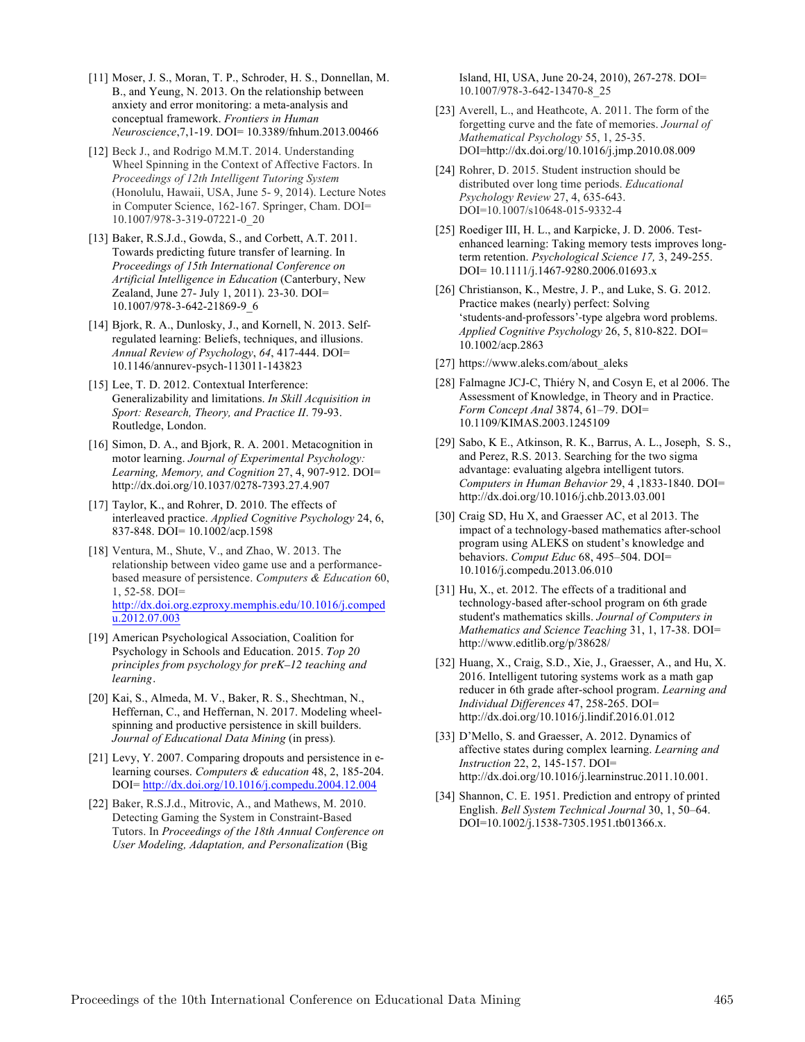[11] Moser, J. S., Moran, T. P., Schroder, H. S., Donnellan, M. B., and Yeung, N. 2013. On the relationship between anxiety and error monitoring: a meta-analysis and conceptual framework. *Frontiers in Human Neuroscience*,7,1-19. DOI= 10.3389/fnhum.2013.00466

[12] Beck J., and Rodrigo M.M.T. 2014. Understanding Wheel Spinning in the Context of Affective Factors. In *Proceedings of 12th Intelligent Tutoring System* (Honolulu, Hawaii, USA, June 5- 9, 2014). Lecture Notes in Computer Science, 162-167. Springer, Cham. DOI= 10.1007/978-3-319-07221-0_20

[13] Baker, R.S.J.d., Gowda, S., and Corbett, A.T. 2011. Towards predicting future transfer of learning. In *Proceedings of 15th International Conference on Artificial Intelligence in Education* (Canterbury, New Zealand, June 27- July 1, 2011). 23-30. DOI= 10.1007/978-3-642-21869-9_6

[14] Bjork, R. A., Dunlosky, J., and Kornell, N. 2013. Self-regulated learning: Beliefs, techniques, and illusions. *Annual Review of Psychology*, *64*, 417-444. DOI= 10.1146/annurev-psych-113011-143823

[15] Lee, T. D. 2012. Contextual Interference: Generalizability and limitations. *In Skill Acquisition in Sport: Research, Theory, and Practice II*. 79-93. Routledge, London.

[16] Simon, D. A., and Bjork, R. A. 2001. Metacognition in motor learning. *Journal of Experimental Psychology: Learning, Memory, and Cognition* 27, 4, 907-912. DOI= http://dx.doi.org/10.1037/0278-7393.27.4.907

[17] Taylor, K., and Rohrer, D. 2010. The effects of interleaved practice. *Applied Cognitive Psychology* 24, 6, 837-848. DOI= 10.1002/acp.1598

[18] Ventura, M., Shute, V., and Zhao, W. 2013. The relationship between video game use and a performance-based measure of persistence. *Computers & Education* 60, 1, 52-58. DOI= http://dx.doi.org.ezproxy.memphis.edu/10.1016/j.compedu.2012.07.003

[19] American Psychological Association, Coalition for Psychology in Schools and Education. 2015. *Top 20 principles from psychology for preK–12 teaching and learning*.

[20] Kai, S., Almeda, M. V., Baker, R. S., Shechtman, N., Heffernan, C., and Heffernan, N. 2017. Modeling wheel-spinning and productive persistence in skill builders. *Journal of Educational Data Mining* (in press).

[21] Levy, Y. 2007. Comparing dropouts and persistence in e-learning courses. *Computers & education* 48, 2, 185-204. DOI= http://dx.doi.org/10.1016/j.compedu.2004.12.004

[22] Baker, R.S.J.d., Mitrovic, A., and Mathews, M. 2010. Detecting Gaming the System in Constraint-Based Tutors. In *Proceedings of the 18th Annual Conference on User Modeling, Adaptation, and Personalization* (Big Island, HI, USA, June 20-24, 2010), 267-278. DOI= 10.1007/978-3-642-13470-8_25

[23] Averell, L., and Heathcote, A. 2011. The form of the forgetting curve and the fate of memories. *Journal of Mathematical Psychology* 55, 1, 25-35. DOI=http://dx.doi.org/10.1016/j.jmp.2010.08.009

[24] Rohrer, D. 2015. Student instruction should be distributed over long time periods. *Educational Psychology Review* 27, 4, 635-643. DOI=10.1007/s10648-015-9332-4

[25] Roediger III, H. L., and Karpicke, J. D. 2006. Test-enhanced learning: Taking memory tests improves long-term retention. *Psychological Science 17,* 3, 249-255. DOI= 10.1111/j.1467-9280.2006.01693.x

[26] Christianson, K., Mestre, J. P., and Luke, S. G. 2012. Practice makes (nearly) perfect: Solving 'students-and-professors'-type algebra word problems. *Applied Cognitive Psychology* 26, 5, 810-822. DOI= 10.1002/acp.2863

[27] https://www.aleks.com/about_aleks

[28] Falmagne JCJ-C, Thiéry N, and Cosyn E, et al 2006. The Assessment of Knowledge, in Theory and in Practice. *Form Concept Anal* 3874, 61–79. DOI= 10.1109/KIMAS.2003.1245109

[29] Sabo, K E., Atkinson, R. K., Barrus, A. L., Joseph, S. S., and Perez, R.S. 2013. Searching for the two sigma advantage: evaluating algebra intelligent tutors. *Computers in Human Behavior* 29, 4 ,1833-1840. DOI= http://dx.doi.org/10.1016/j.chb.2013.03.001

[30] Craig SD, Hu X, and Graesser AC, et al 2013. The impact of a technology-based mathematics after-school program using ALEKS on student's knowledge and behaviors. *Comput Educ* 68, 495–504. DOI= 10.1016/j.compedu.2013.06.010

[31] Hu, X., et. 2012. The effects of a traditional and technology-based after-school program on 6th grade student's mathematics skills. *Journal of Computers in Mathematics and Science Teaching* 31, 1, 17-38. DOI= http://www.editlib.org/p/38628/

[32] Huang, X., Craig, S.D., Xie, J., Graesser, A., and Hu, X. 2016. Intelligent tutoring systems work as a math gap reducer in 6th grade after-school program. *Learning and Individual Differences* 47, 258-265. DOI= http://dx.doi.org/10.1016/j.lindif.2016.01.012

[33] D'Mello, S. and Graesser, A. 2012. Dynamics of affective states during complex learning. *Learning and Instruction* 22, 2, 145-157. DOI= http://dx.doi.org/10.1016/j.learninstruc.2011.10.001.

[34] Shannon, C. E. 1951. Prediction and entropy of printed English. *Bell System Technical Journal* 30, 1, 50–64. DOI=10.1002/j.1538-7305.1951.tb01366.x.